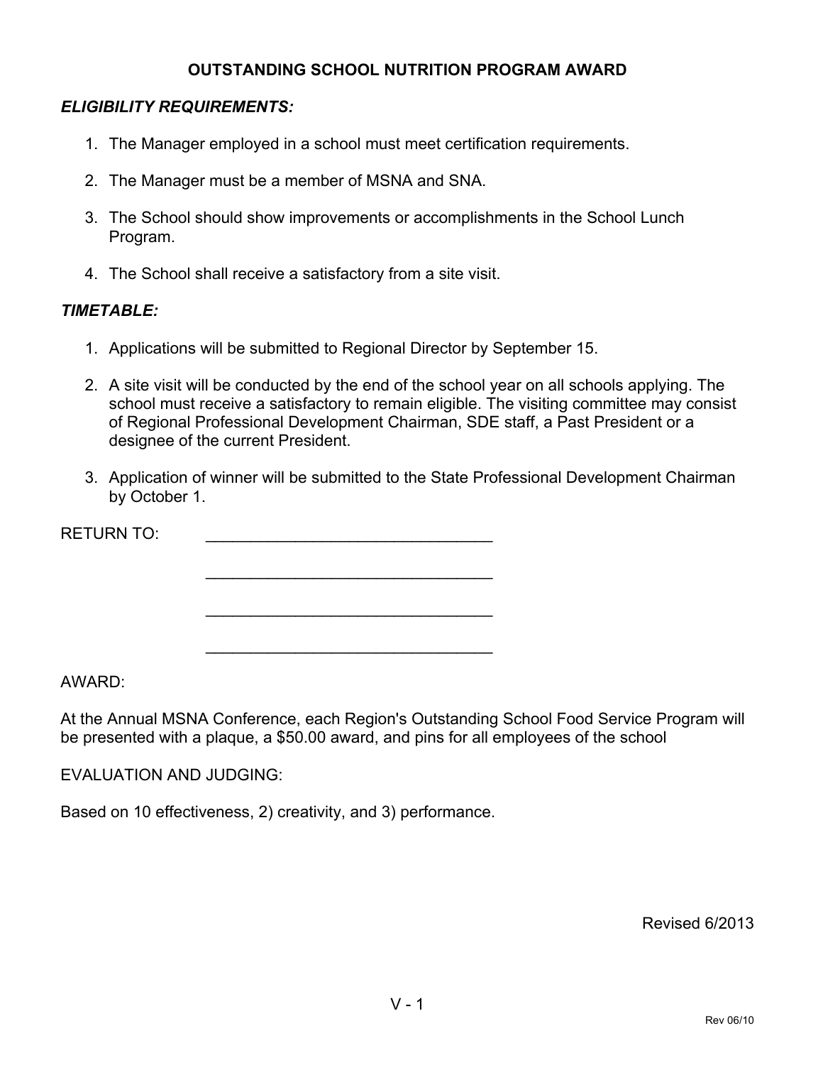# OUTSTANDING SCHOOL NUTRITION PROGRAM AWARD

***ELIGIBILITY REQUIREMENTS:***

1. The Manager employed in a school must meet certification requirements.
2. The Manager must be a member of MSNA and SNA.
3. The School should show improvements or accomplishments in the School Lunch Program.
4. The School shall receive a satisfactory from a site visit.

***TIMETABLE:***

1. Applications will be submitted to Regional Director by September 15.
2. A site visit will be conducted by the end of the school year on all schools applying. The school must receive a satisfactory to remain eligible. The visiting committee may consist of Regional Professional Development Chairman, SDE staff, a Past President or a designee of the current President.
3. Application of winner will be submitted to the State Professional Development Chairman by October 1.

RETURN TO: ________________________________

________________________________

________________________________

________________________________

AWARD:

At the Annual MSNA Conference, each Region's Outstanding School Food Service Program will be presented with a plaque, a $50.00 award, and pins for all employees of the school

EVALUATION AND JUDGING:

Based on 10 effectiveness, 2) creativity, and 3) performance.

Revised 6/2013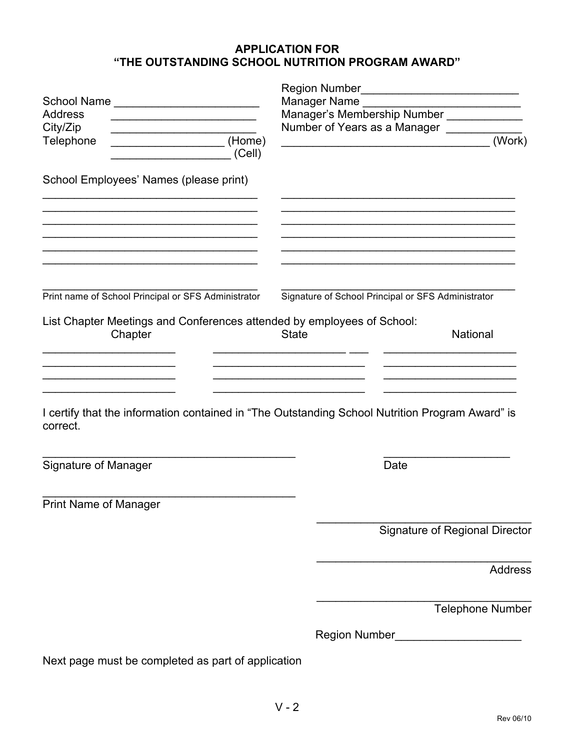# APPLICATION FOR "THE OUTSTANDING SCHOOL NUTRITION PROGRAM AWARD"

Region Number________________________

School Name ______________________

Address ______________________

City/Zip ______________________

Telephone __________________ (Home)

__________________ (Cell)

Manager Name ________________________

Manager's Membership Number ____________

Number of Years as a Manager ____________

_________________________________ (Work)

School Employees' Names (please print)

| | |
|---|---|
| ______________________________ | ______________________________ |
| ______________________________ | ______________________________ |
| ______________________________ | ______________________________ |
| ______________________________ | ______________________________ |
| ______________________________ | ______________________________ |
| ______________________________ | ______________________________ |

______________________________
Print name of School Principal or SFS Administrator

______________________________
Signature of School Principal or SFS Administrator

List Chapter Meetings and Conferences attended by employees of School:

| Chapter | State | National |
|---|---|---|
| ____________________ | ____________________ | ____________________ |
| ____________________ | ____________________ | ____________________ |
| ____________________ | ____________________ | ____________________ |

I certify that the information contained in "The Outstanding School Nutrition Program Award" is correct.

______________________________________
Signature of Manager

____________________
Date

______________________________________
Print Name of Manager

__________________________________
Signature of Regional Director

__________________________________
Address

__________________________________
Telephone Number

Region Number___________________

Next page must be completed as part of application

Rev 06/10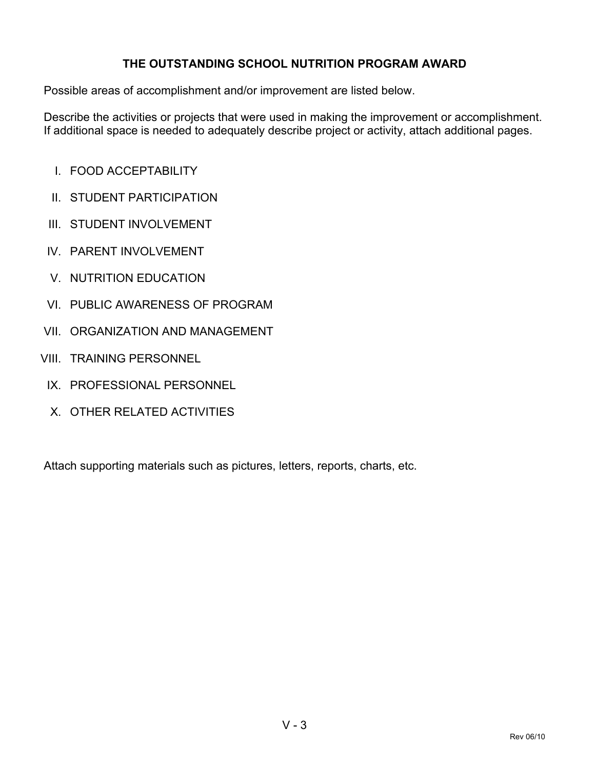# THE OUTSTANDING SCHOOL NUTRITION PROGRAM AWARD

Possible areas of accomplishment and/or improvement are listed below.

Describe the activities or projects that were used in making the improvement or accomplishment. If additional space is needed to adequately describe project or activity, attach additional pages.

I. FOOD ACCEPTABILITY

II. STUDENT PARTICIPATION

III. STUDENT INVOLVEMENT

IV. PARENT INVOLVEMENT

V. NUTRITION EDUCATION

VI. PUBLIC AWARENESS OF PROGRAM

VII. ORGANIZATION AND MANAGEMENT

VIII. TRAINING PERSONNEL

IX. PROFESSIONAL PERSONNEL

X. OTHER RELATED ACTIVITIES

Attach supporting materials such as pictures, letters, reports, charts, etc.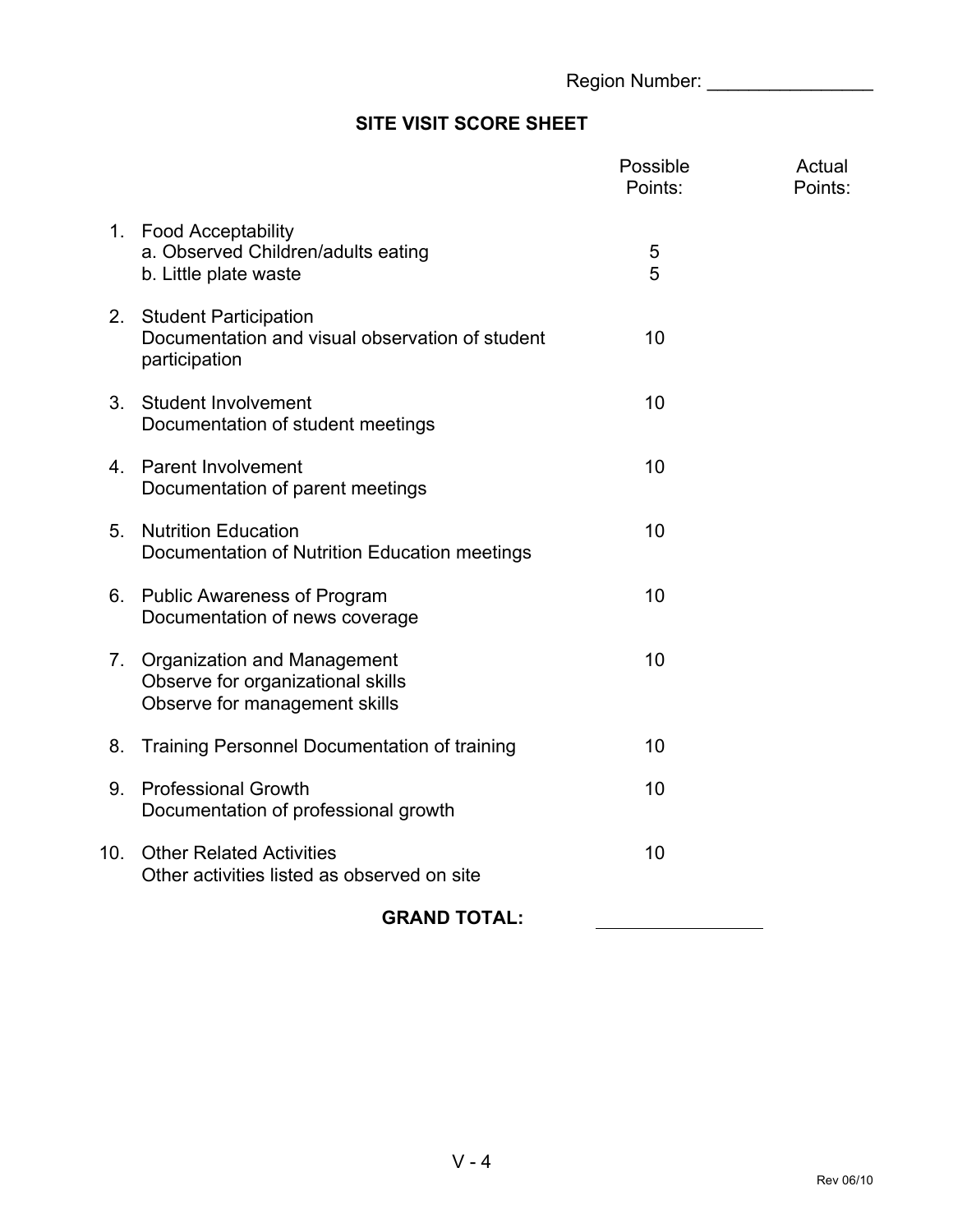Region Number: ________________

## SITE VISIT SCORE SHEET

| | | Possible Points: | Actual Points: |
|---|---|---|---|
| 1. | Food Acceptability<br>a. Observed Children/adults eating<br>b. Little plate waste | <br>5<br>5 | |
| 2. | Student Participation<br>Documentation and visual observation of student participation | 10 | |
| 3. | Student Involvement<br>Documentation of student meetings | 10 | |
| 4. | Parent Involvement<br>Documentation of parent meetings | 10 | |
| 5. | Nutrition Education<br>Documentation of Nutrition Education meetings | 10 | |
| 6. | Public Awareness of Program<br>Documentation of news coverage | 10 | |
| 7. | Organization and Management<br>Observe for organizational skills<br>Observe for management skills | 10 | |
| 8. | Training Personnel Documentation of training | 10 | |
| 9. | Professional Growth<br>Documentation of professional growth | 10 | |
| 10. | Other Related Activities<br>Other activities listed as observed on site | 10 | |
| | **GRAND TOTAL:** | ________________ | |

V - 4

Rev 06/10